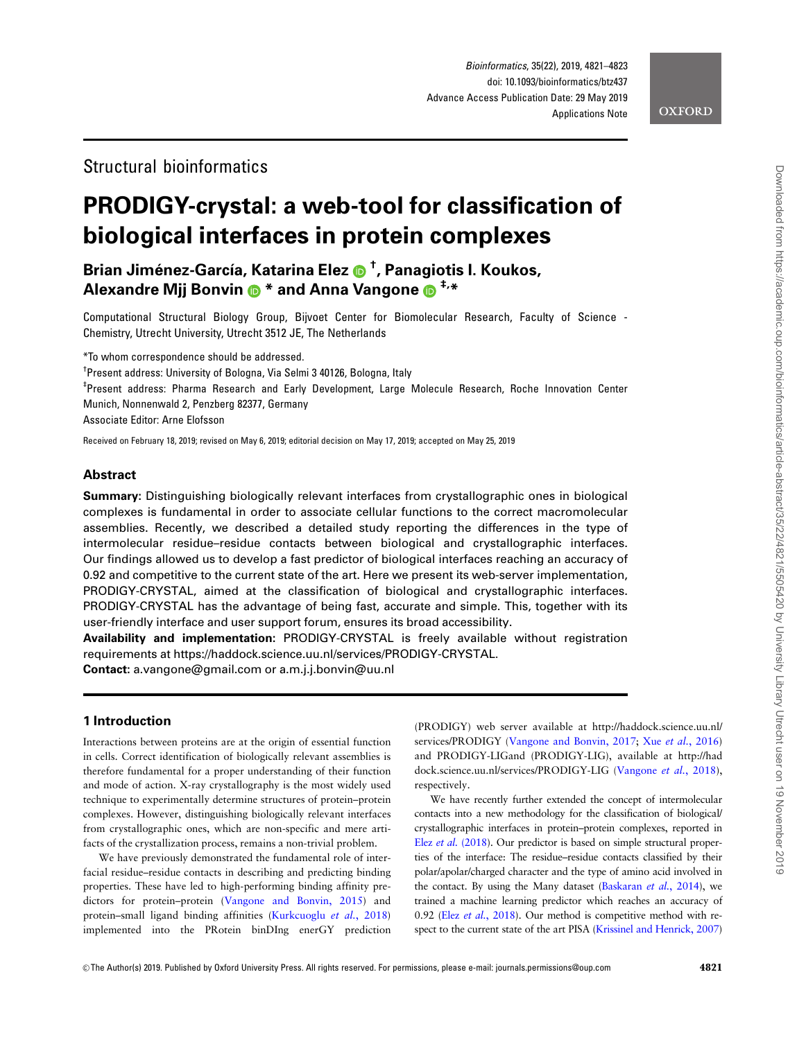Structural bioinformatics

# PRODIGY-crystal: a web-tool for classification of biological interfaces in protein complexes

**Brian Jiménez-García, Katarina Elez [†], Panagiotis I. Koukos, Alexandre Mjj Bonvin [*] and Anna Vangone [‡,*]**

Computational Structural Biology Group, Bijvoet Center for Biomolecular Research, Faculty of Science - Chemistry, Utrecht University, Utrecht 3512 JE, The Netherlands

*To whom correspondence should be addressed.

[†]Present address: University of Bologna, Via Selmi 3 40126, Bologna, Italy

[‡]Present address: Pharma Research and Early Development, Large Molecule Research, Roche Innovation Center Munich, Nonnenwald 2, Penzberg 82377, Germany

Associate Editor: Arne Elofsson

Received on February 18, 2019; revised on May 6, 2019; editorial decision on May 17, 2019; accepted on May 25, 2019

## Abstract

**Summary:** Distinguishing biologically relevant interfaces from crystallographic ones in biological complexes is fundamental in order to associate cellular functions to the correct macromolecular assemblies. Recently, we described a detailed study reporting the differences in the type of intermolecular residue–residue contacts between biological and crystallographic interfaces. Our findings allowed us to develop a fast predictor of biological interfaces reaching an accuracy of 0.92 and competitive to the current state of the art. Here we present its web-server implementation, PRODIGY-CRYSTAL, aimed at the classification of biological and crystallographic interfaces. PRODIGY-CRYSTAL has the advantage of being fast, accurate and simple. This, together with its user-friendly interface and user support forum, ensures its broad accessibility.

**Availability and implementation:** PRODIGY-CRYSTAL is freely available without registration requirements at https://haddock.science.uu.nl/services/PRODIGY-CRYSTAL.

**Contact:** a.vangone@gmail.com or a.m.j.j.bonvin@uu.nl

## 1 Introduction

Interactions between proteins are at the origin of essential function in cells. Correct identification of biologically relevant assemblies is therefore fundamental for a proper understanding of their function and mode of action. X-ray crystallography is the most widely used technique to experimentally determine structures of protein–protein complexes. However, distinguishing biologically relevant interfaces from crystallographic ones, which are non-specific and mere artifacts of the crystallization process, remains a non-trivial problem.

We have previously demonstrated the fundamental role of interfacial residue–residue contacts in describing and predicting binding properties. These have led to high-performing binding affinity predictors for protein–protein (Vangone and Bonvin, 2015) and protein–small ligand binding affinities (Kurkcuoglu *et al.*, 2018) implemented into the PRotein binDIng enerGY prediction (PRODIGY) web server available at http://haddock.science.uu.nl/services/PRODIGY (Vangone and Bonvin, 2017; Xue *et al.*, 2016) and PRODIGY-LIGand (PRODIGY-LIG), available at http://haddock.science.uu.nl/services/PRODIGY-LIG (Vangone *et al.*, 2018), respectively.

We have recently further extended the concept of intermolecular contacts into a new methodology for the classification of biological/crystallographic interfaces in protein–protein complexes, reported in Elez *et al.* (2018). Our predictor is based on simple structural properties of the interface: The residue–residue contacts classified by their polar/apolar/charged character and the type of amino acid involved in the contact. By using the Many dataset (Baskaran *et al.*, 2014), we trained a machine learning predictor which reaches an accuracy of 0.92 (Elez *et al.*, 2018). Our method is competitive with respect to the current state of the art PISA (Krissinel and Henrick, 2007)

© The Author(s) 2019. Published by Oxford University Press. All rights reserved. For permissions, please e-mail: journals.permissions@oup.com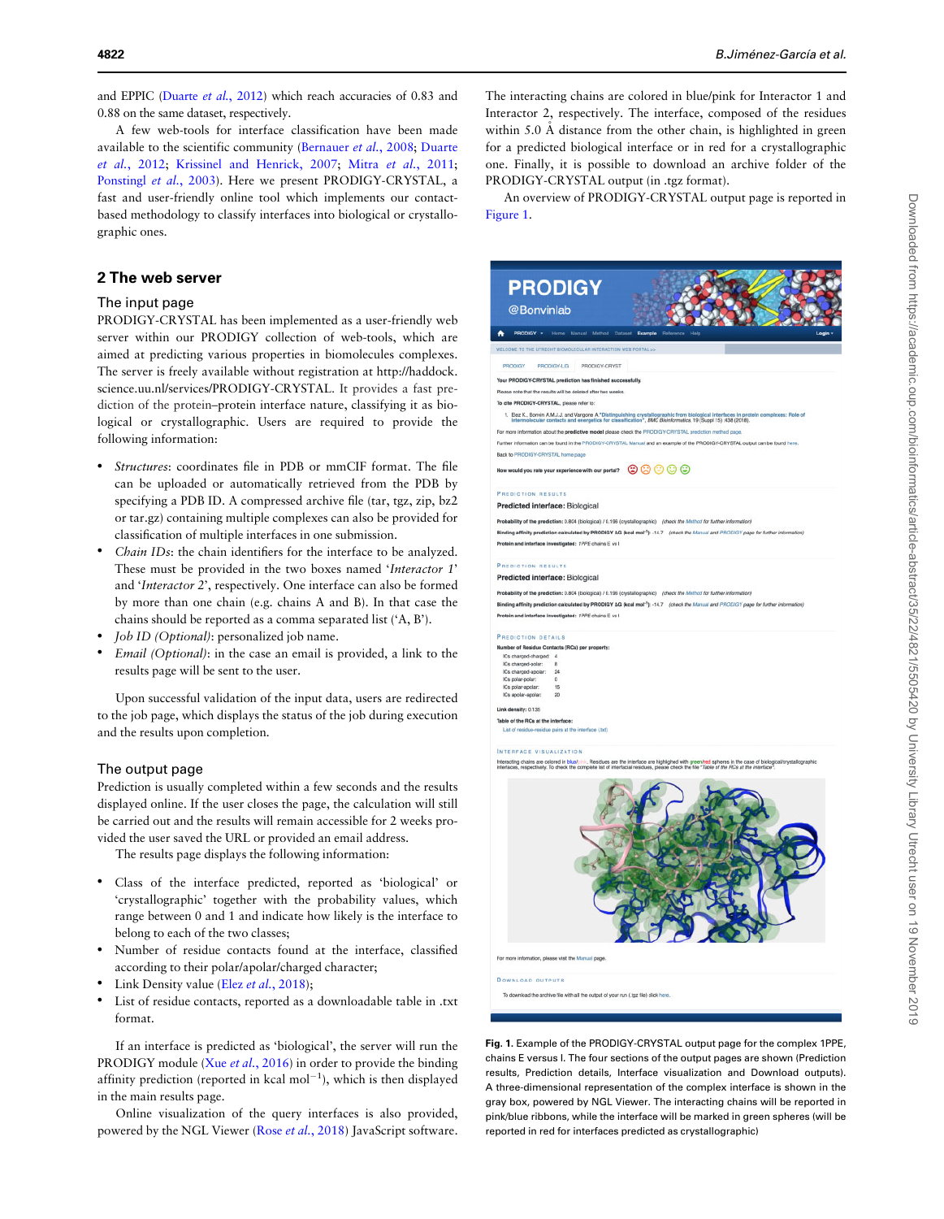and EPPIC (Duarte *et al.*, 2012) which reach accuracies of 0.83 and 0.88 on the same dataset, respectively.

A few web-tools for interface classification have been made available to the scientific community (Bernauer *et al.*, 2008; Duarte *et al.*, 2012; Krissinel and Henrick, 2007; Mitra *et al.*, 2011; Ponstingl *et al.*, 2003). Here we present PRODIGY-CRYSTAL, a fast and user-friendly online tool which implements our contact-based methodology to classify interfaces into biological or crystallographic ones.

## 2 The web server

### The input page

PRODIGY-CRYSTAL has been implemented as a user-friendly web server within our PRODIGY collection of web-tools, which are aimed at predicting various properties in biomolecules complexes. The server is freely available without registration at http://haddock.science.uu.nl/services/PRODIGY-CRYSTAL. It provides a fast prediction of the protein–protein interface nature, classifying it as biological or crystallographic. Users are required to provide the following information:

- *Structures*: coordinates file in PDB or mmCIF format. The file can be uploaded or automatically retrieved from the PDB by specifying a PDB ID. A compressed archive file (tar, tgz, zip, bz2 or tar.gz) containing multiple complexes can also be provided for classification of multiple interfaces in one submission.
- *Chain IDs*: the chain identifiers for the interface to be analyzed. These must be provided in the two boxes named '*Interactor 1*' and '*Interactor 2*', respectively. One interface can also be formed by more than one chain (e.g. chains A and B). In that case the chains should be reported as a comma separated list ('A, B').
- *Job ID (Optional)*: personalized job name.
- *Email (Optional)*: in the case an email is provided, a link to the results page will be sent to the user.

Upon successful validation of the input data, users are redirected to the job page, which displays the status of the job during execution and the results upon completion.

### The output page

Prediction is usually completed within a few seconds and the results displayed online. If the user closes the page, the calculation will still be carried out and the results will remain accessible for 2 weeks provided the user saved the URL or provided an email address.

The results page displays the following information:

- Class of the interface predicted, reported as 'biological' or 'crystallographic' together with the probability values, which range between 0 and 1 and indicate how likely is the interface to belong to each of the two classes;
- Number of residue contacts found at the interface, classified according to their polar/apolar/charged character;
- Link Density value (Elez *et al.*, 2018);
- List of residue contacts, reported as a downloadable table in .txt format.

If an interface is predicted as 'biological', the server will run the PRODIGY module (Xue *et al.*, 2016) in order to provide the binding affinity prediction (reported in kcal mol$^{-1}$), which is then displayed in the main results page.

Online visualization of the query interfaces is also provided, powered by the NGL Viewer (Rose *et al.*, 2018) JavaScript software. The interacting chains are colored in blue/pink for Interactor 1 and Interactor 2, respectively. The interface, composed of the residues within 5.0 Å distance from the other chain, is highlighted in green for a predicted biological interface or in red for a crystallographic one. Finally, it is possible to download an archive folder of the PRODIGY-CRYSTAL output (in .tgz format).

An overview of PRODIGY-CRYSTAL output page is reported in Figure 1.

**Fig. 1.** Example of the PRODIGY-CRYSTAL output page for the complex 1PPE, chains E versus I. The four sections of the output pages are shown (Prediction results, Prediction details, Interface visualization and Download outputs). A three-dimensional representation of the complex interface is shown in the gray box, powered by NGL Viewer. The interacting chains will be reported in pink/blue ribbons, while the interface will be marked in green spheres (will be reported in red for interfaces predicted as crystallographic)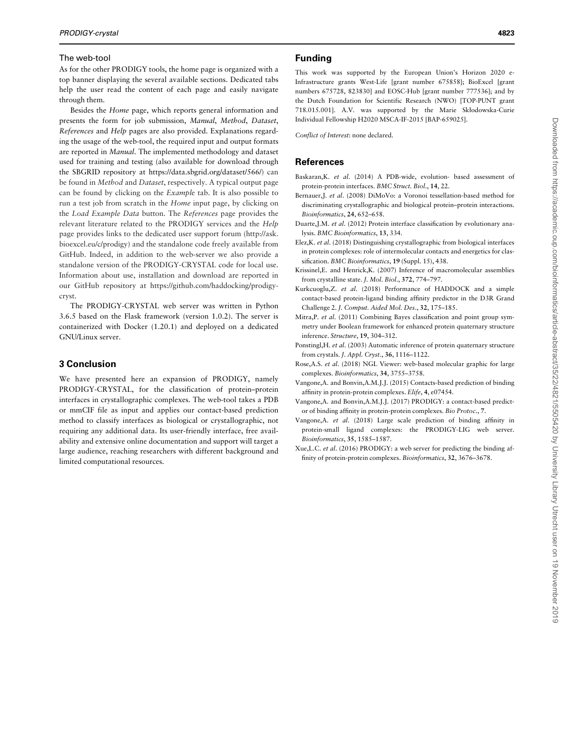### The web-tool

As for the other PRODIGY tools, the home page is organized with a top banner displaying the several available sections. Dedicated tabs help the user read the content of each page and easily navigate through them.

Besides the *Home* page, which reports general information and presents the form for job submission, *Manual*, *Method*, *Dataset*, *References* and *Help* pages are also provided. Explanations regarding the usage of the web-tool, the required input and output formats are reported in *Manual*. The implemented methodology and dataset used for training and testing (also available for download through the SBGRID repository at https://data.sbgrid.org/dataset/566/) can be found in *Method* and *Dataset*, respectively. A typical output page can be found by clicking on the *Example* tab. It is also possible to run a test job from scratch in the *Home* input page, by clicking on the *Load Example Data* button. The *References* page provides the relevant literature related to the PRODIGY services and the *Help* page provides links to the dedicated user support forum (http://ask.bioexcel.eu/c/prodigy) and the standalone code freely available from GitHub. Indeed, in addition to the web-server we also provide a standalone version of the PRODIGY-CRYSTAL code for local use. Information about use, installation and download are reported in our GitHub repository at https://github.com/haddocking/prodigy-cryst.

The PRODIGY-CRYSTAL web server was written in Python 3.6.5 based on the Flask framework (version 1.0.2). The server is containerized with Docker (1.20.1) and deployed on a dedicated GNU/Linux server.

## 3 Conclusion

We have presented here an expansion of PRODIGY, namely PRODIGY-CRYSTAL, for the classification of protein–protein interfaces in crystallographic complexes. The web-tool takes a PDB or mmCIF file as input and applies our contact-based prediction method to classify interfaces as biological or crystallographic, not requiring any additional data. Its user-friendly interface, free availability and extensive online documentation and support will target a large audience, reaching researchers with different background and limited computational resources.

## Funding

This work was supported by the European Union's Horizon 2020 e-Infrastructure grants West-Life [grant number 675858]; BioExcel [grant numbers 675728, 823830] and EOSC-Hub [grant number 777536]; and by the Dutch Foundation for Scientific Research (NWO) [TOP-PUNT grant 718.015.001]. A.V. was supported by the Marie Skłodowska-Curie Individual Fellowship H2020 MSCA-IF-2015 [BAP-659025].

*Conflict of Interest*: none declared.

## References

Baskaran,K. *et al.* (2014) A PDB-wide, evolution- based assessment of protein-protein interfaces. *BMC Struct. Biol.*, **14**, 22.

Bernauer,J. *et al.* (2008) DiMoVo: a Voronoi tessellation-based method for discriminating crystallographic and biological protein–protein interactions. *Bioinformatics*, **24**, 652–658.

Duarte,J.M. *et al.* (2012) Protein interface classification by evolutionary analysis. *BMC Bioinformatics*, **13**, 334.

Elez,K. *et al.* (2018) Distinguishing crystallographic from biological interfaces in protein complexes: role of intermolecular contacts and energetics for classification. *BMC Bioinformatics*, **19** (Suppl. 15), 438.

Krissinel,E. and Henrick,K. (2007) Inference of macromolecular assemblies from crystalline state. *J. Mol. Biol.*, **372**, 774–797.

Kurkcuoglu,Z. *et al.* (2018) Performance of HADDOCK and a simple contact-based protein-ligand binding affinity predictor in the D3R Grand Challenge 2. *J. Comput. Aided Mol. Des.*, **32**, 175–185.

Mitra,P. *et al.* (2011) Combining Bayes classification and point group symmetry under Boolean framework for enhanced protein quaternary structure inference. *Structure*, **19**, 304–312.

Ponstingl,H. *et al.* (2003) Automatic inference of protein quaternary structure from crystals. *J. Appl. Cryst.*, **36**, 1116–1122.

Rose,A.S. *et al.* (2018) NGL Viewer: web-based molecular graphic for large complexes. *Bioinformatics*, **34**, 3755–3758.

Vangone,A. and Bonvin,A.M.J.J. (2015) Contacts-based prediction of binding affinity in protein-protein complexes. *Elife*, **4**, e07454.

Vangone,A. and Bonvin,A.M.J.J. (2017) PRODIGY: a contact-based predictor of binding affinity in protein-protein complexes. *Bio Protoc.*, **7**.

Vangone,A. *et al.* (2018) Large scale prediction of binding affinity in protein-small ligand complexes: the PRODIGY-LIG web server. *Bioinformatics*, **35**, 1585–1587.

Xue,L.C. *et al.* (2016) PRODIGY: a web server for predicting the binding affinity of protein-protein complexes. *Bioinformatics*, **32**, 3676–3678.